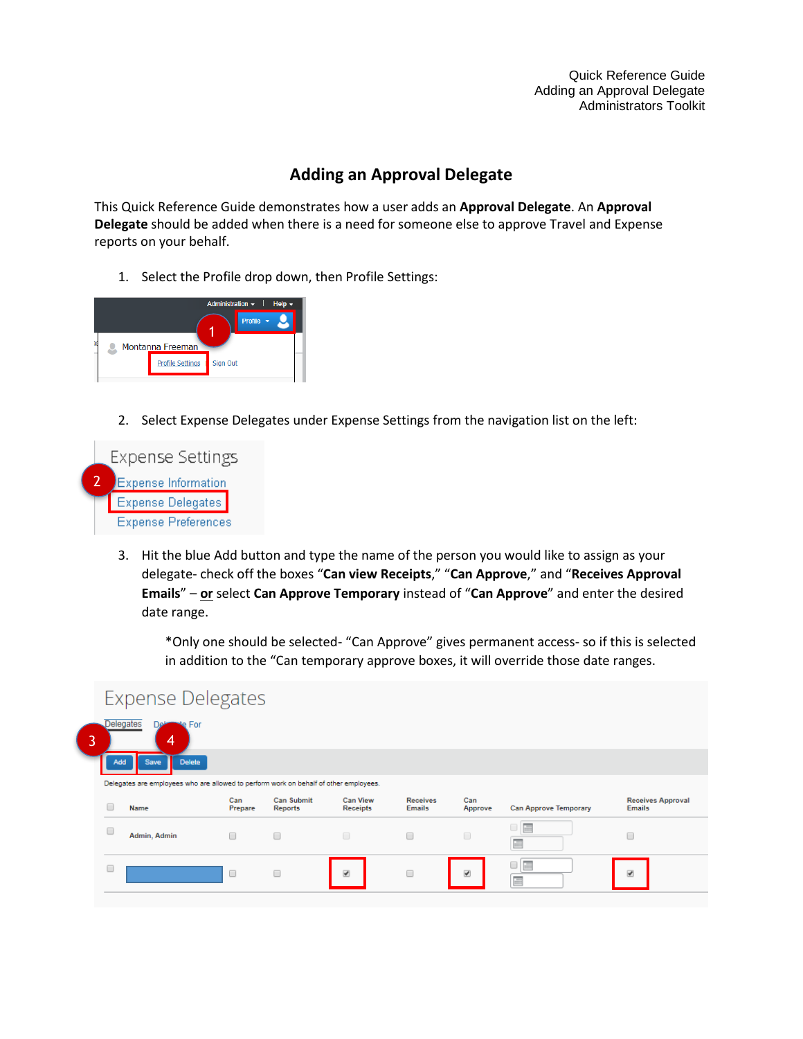# Adding an Approval Delegate

This Quick Reference Guide demonstrates how a user adds an **Approval Delegate**. An **Approval Delegate** should be added when there is a need for someone else to approve Travel and Expense reports on your behalf.

1. Select the Profile drop down, then Profile Settings:

2. Select Expense Delegates under Expense Settings from the navigation list on the left:

3. Hit the blue Add button and type the name of the person you would like to assign as your delegate- check off the boxes "**Can view Receipts**," "**Can Approve**," and "**Receives Approval Emails**" – **or** select **Can Approve Temporary** instead of "**Can Approve**" and enter the desired date range.

   *Only one should be selected- "Can Approve" gives permanent access- so if this is selected in addition to the "Can temporary approve boxes, it will override those date ranges.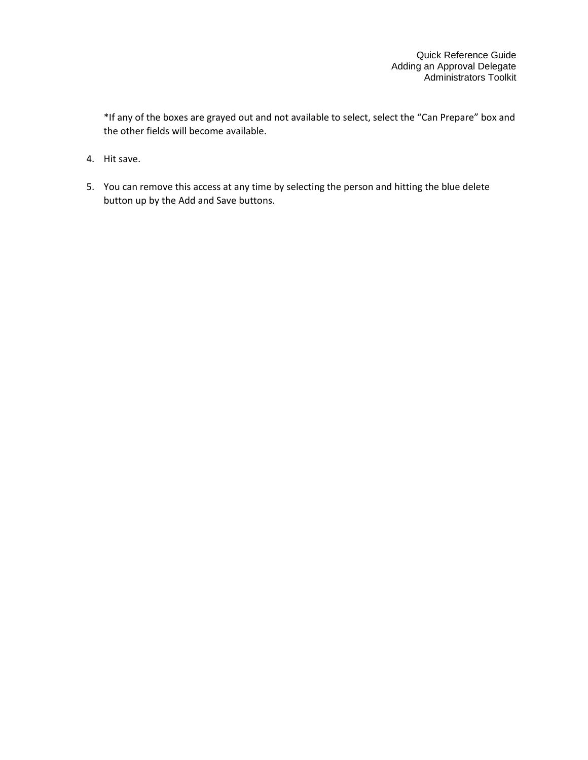*If any of the boxes are grayed out and not available to select, select the "Can Prepare" box and the other fields will become available.

4. Hit save.

5. You can remove this access at any time by selecting the person and hitting the blue delete button up by the Add and Save buttons.